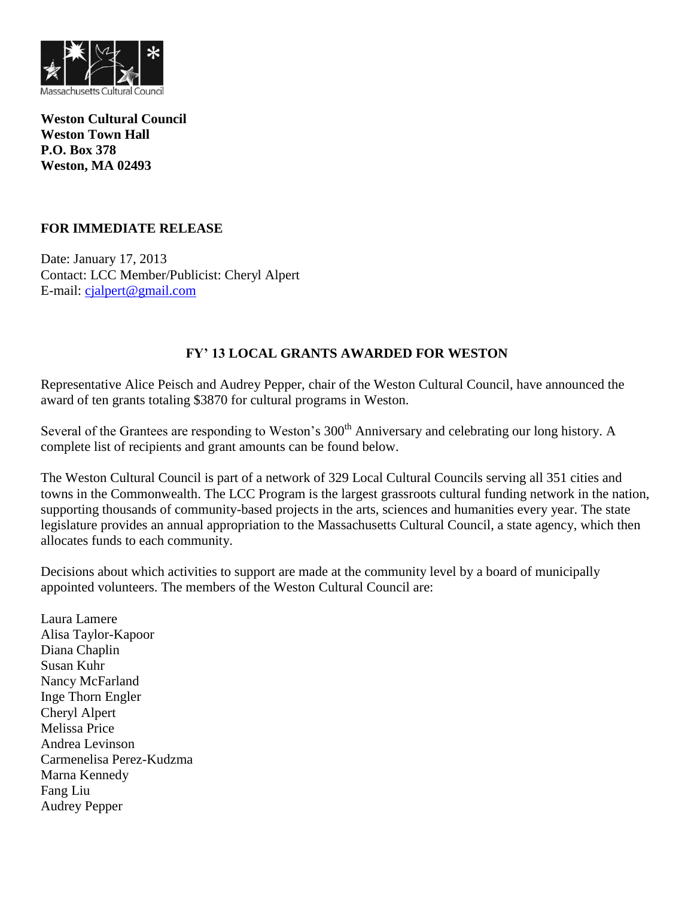**Weston Cultural Council**
**Weston Town Hall**
**P.O. Box 378**
**Weston, MA 02493**

**FOR IMMEDIATE RELEASE**

Date: January 17, 2013
Contact: LCC Member/Publicist: Cheryl Alpert
E-mail: cjalpert@gmail.com

## FY' 13 LOCAL GRANTS AWARDED FOR WESTON

Representative Alice Peisch and Audrey Pepper, chair of the Weston Cultural Council, have announced the award of ten grants totaling $3870 for cultural programs in Weston.

Several of the Grantees are responding to Weston's 300th Anniversary and celebrating our long history. A complete list of recipients and grant amounts can be found below.

The Weston Cultural Council is part of a network of 329 Local Cultural Councils serving all 351 cities and towns in the Commonwealth. The LCC Program is the largest grassroots cultural funding network in the nation, supporting thousands of community-based projects in the arts, sciences and humanities every year. The state legislature provides an annual appropriation to the Massachusetts Cultural Council, a state agency, which then allocates funds to each community.

Decisions about which activities to support are made at the community level by a board of municipally appointed volunteers. The members of the Weston Cultural Council are:

Laura Lamere
Alisa Taylor-Kapoor
Diana Chaplin
Susan Kuhr
Nancy McFarland
Inge Thorn Engler
Cheryl Alpert
Melissa Price
Andrea Levinson
Carmenelisa Perez-Kudzma
Marna Kennedy
Fang Liu
Audrey Pepper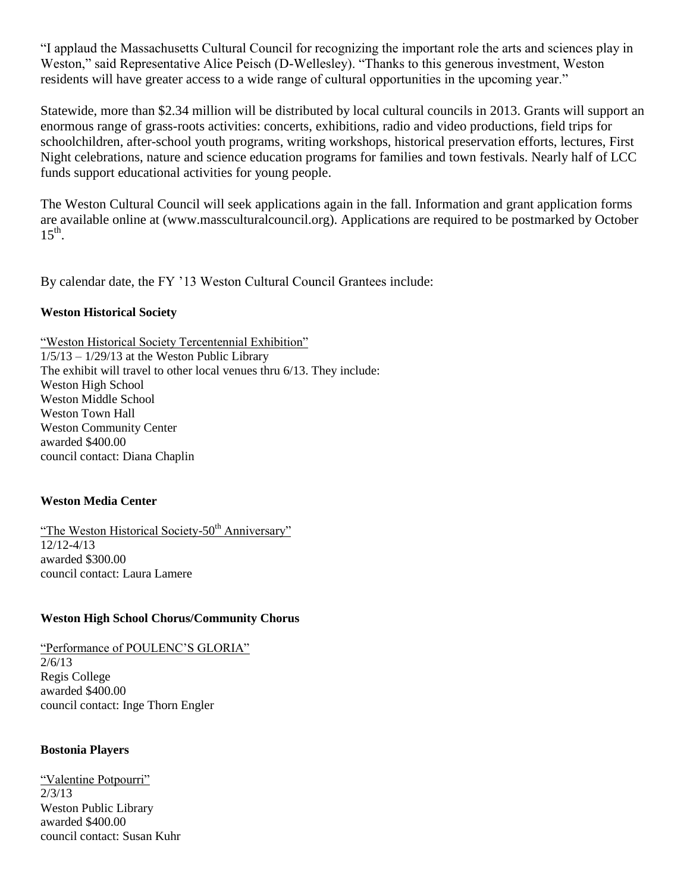"I applaud the Massachusetts Cultural Council for recognizing the important role the arts and sciences play in Weston," said Representative Alice Peisch (D-Wellesley). "Thanks to this generous investment, Weston residents will have greater access to a wide range of cultural opportunities in the upcoming year."

Statewide, more than $2.34 million will be distributed by local cultural councils in 2013. Grants will support an enormous range of grass-roots activities: concerts, exhibitions, radio and video productions, field trips for schoolchildren, after-school youth programs, writing workshops, historical preservation efforts, lectures, First Night celebrations, nature and science education programs for families and town festivals. Nearly half of LCC funds support educational activities for young people.

The Weston Cultural Council will seek applications again in the fall. Information and grant application forms are available online at (www.massculturalcouncil.org). Applications are required to be postmarked by October 15th.

By calendar date, the FY '13 Weston Cultural Council Grantees include:

**Weston Historical Society**

"Weston Historical Society Tercentennial Exhibition"
1/5/13 – 1/29/13 at the Weston Public Library
The exhibit will travel to other local venues thru 6/13. They include:
Weston High School
Weston Middle School
Weston Town Hall
Weston Community Center
awarded $400.00
council contact: Diana Chaplin

**Weston Media Center**

"The Weston Historical Society-50th Anniversary"
12/12-4/13
awarded $300.00
council contact: Laura Lamere

**Weston High School Chorus/Community Chorus**

"Performance of POULENC'S GLORIA"
2/6/13
Regis College
awarded $400.00
council contact: Inge Thorn Engler

**Bostonia Players**

"Valentine Potpourri"
2/3/13
Weston Public Library
awarded $400.00
council contact: Susan Kuhr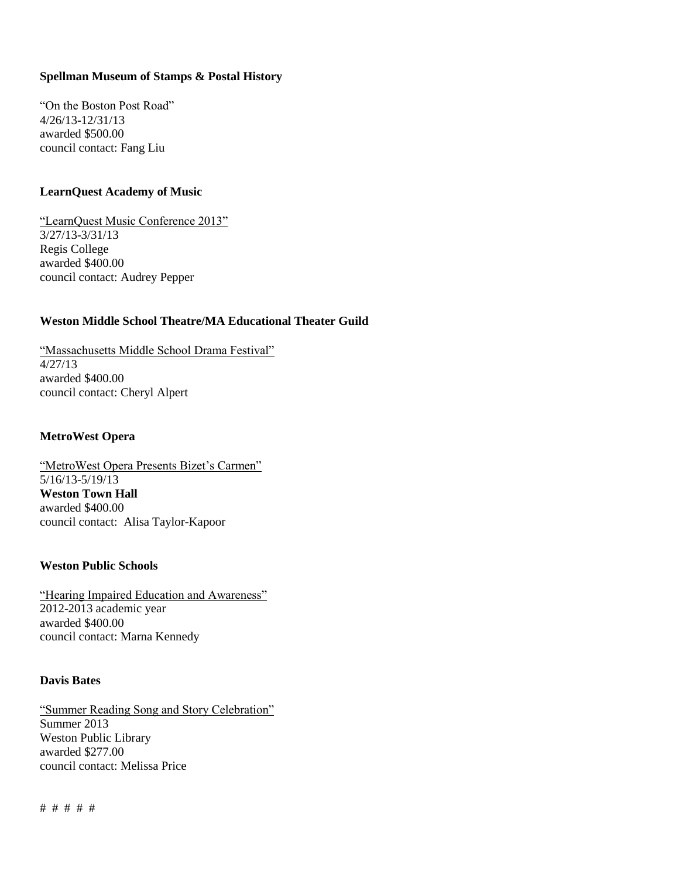**Spellman Museum of Stamps & Postal History**

"On the Boston Post Road"
4/26/13-12/31/13
awarded $500.00
council contact: Fang Liu

**LearnQuest Academy of Music**

"LearnQuest Music Conference 2013"
3/27/13-3/31/13
Regis College
awarded $400.00
council contact: Audrey Pepper

**Weston Middle School Theatre/MA Educational Theater Guild**

"Massachusetts Middle School Drama Festival"
4/27/13
awarded $400.00
council contact: Cheryl Alpert

**MetroWest Opera**

"MetroWest Opera Presents Bizet's Carmen"
5/16/13-5/19/13
**Weston Town Hall**
awarded $400.00
council contact: Alisa Taylor-Kapoor

**Weston Public Schools**

"Hearing Impaired Education and Awareness"
2012-2013 academic year
awarded $400.00
council contact: Marna Kennedy

**Davis Bates**

"Summer Reading Song and Story Celebration"
Summer 2013
Weston Public Library
awarded $277.00
council contact: Melissa Price

# # # # #